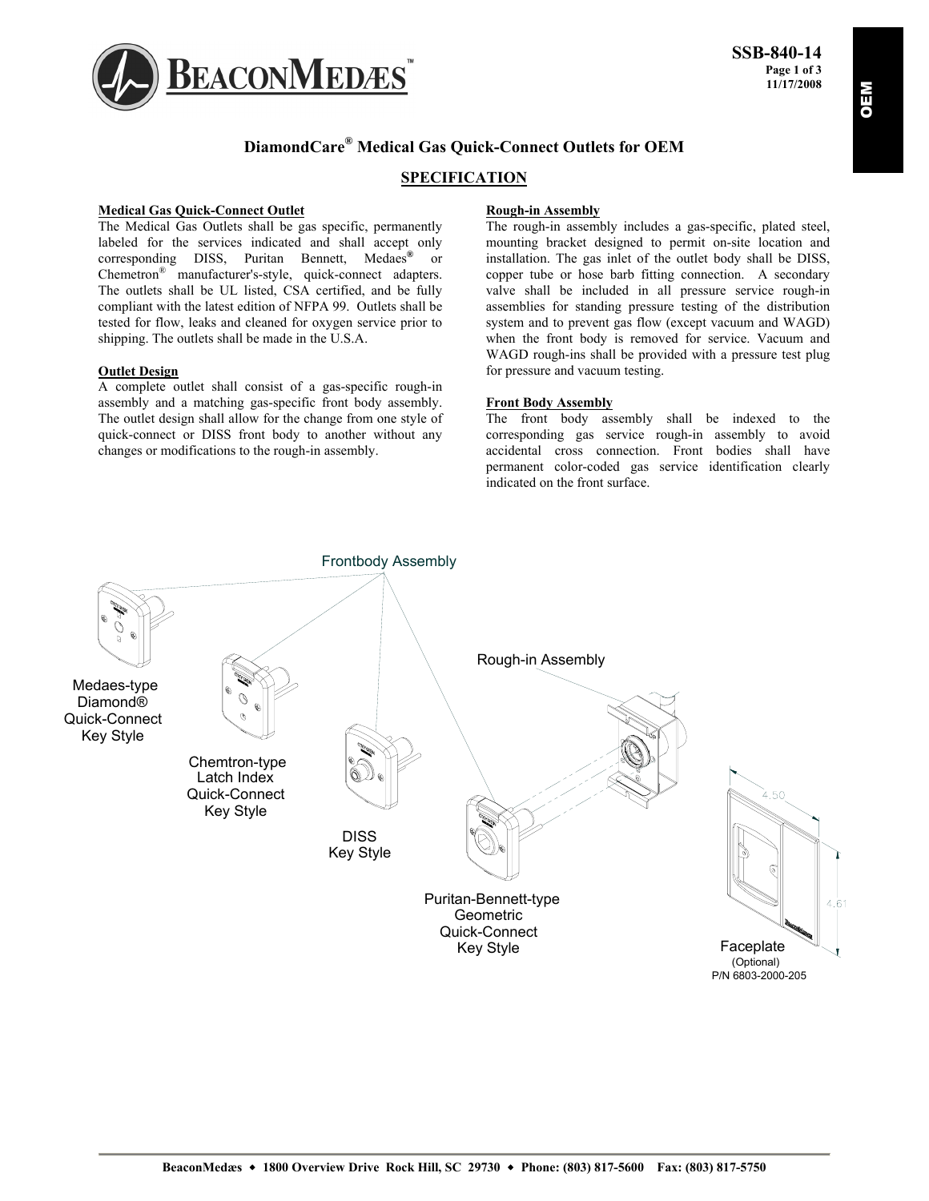# DiamondCare® Medical Gas Quick-Connect Outlets for OEM

## SPECIFICATION

### Medical Gas Quick-Connect Outlet

The Medical Gas Outlets shall be gas specific, permanently labeled for the services indicated and shall accept only corresponding DISS, Puritan Bennett, Medaes® or Chemetron® manufacturer's-style, quick-connect adapters. The outlets shall be UL listed, CSA certified, and be fully compliant with the latest edition of NFPA 99. Outlets shall be tested for flow, leaks and cleaned for oxygen service prior to shipping. The outlets shall be made in the U.S.A.

### Outlet Design

A complete outlet shall consist of a gas-specific rough-in assembly and a matching gas-specific front body assembly. The outlet design shall allow for the change from one style of quick-connect or DISS front body to another without any changes or modifications to the rough-in assembly.

### Rough-in Assembly

The rough-in assembly includes a gas-specific, plated steel, mounting bracket designed to permit on-site location and installation. The gas inlet of the outlet body shall be DISS, copper tube or hose barb fitting connection. A secondary valve shall be included in all pressure service rough-in assemblies for standing pressure testing of the distribution system and to prevent gas flow (except vacuum and WAGD) when the front body is removed for service. Vacuum and WAGD rough-ins shall be provided with a pressure test plug for pressure and vacuum testing.

### Front Body Assembly

The front body assembly shall be indexed to the corresponding gas service rough-in assembly to avoid accidental cross connection. Front bodies shall have permanent color-coded gas service identification clearly indicated on the front surface.

Frontbody Assembly

Medaes-type Diamond® Quick-Connect Key Style

Chemtron-type Latch Index Quick-Connect Key Style

DISS Key Style

Puritan-Bennett-type Geometric Quick-Connect Key Style

Rough-in Assembly

Faceplate (Optional) P/N 6803-2000-205

4.50

4.61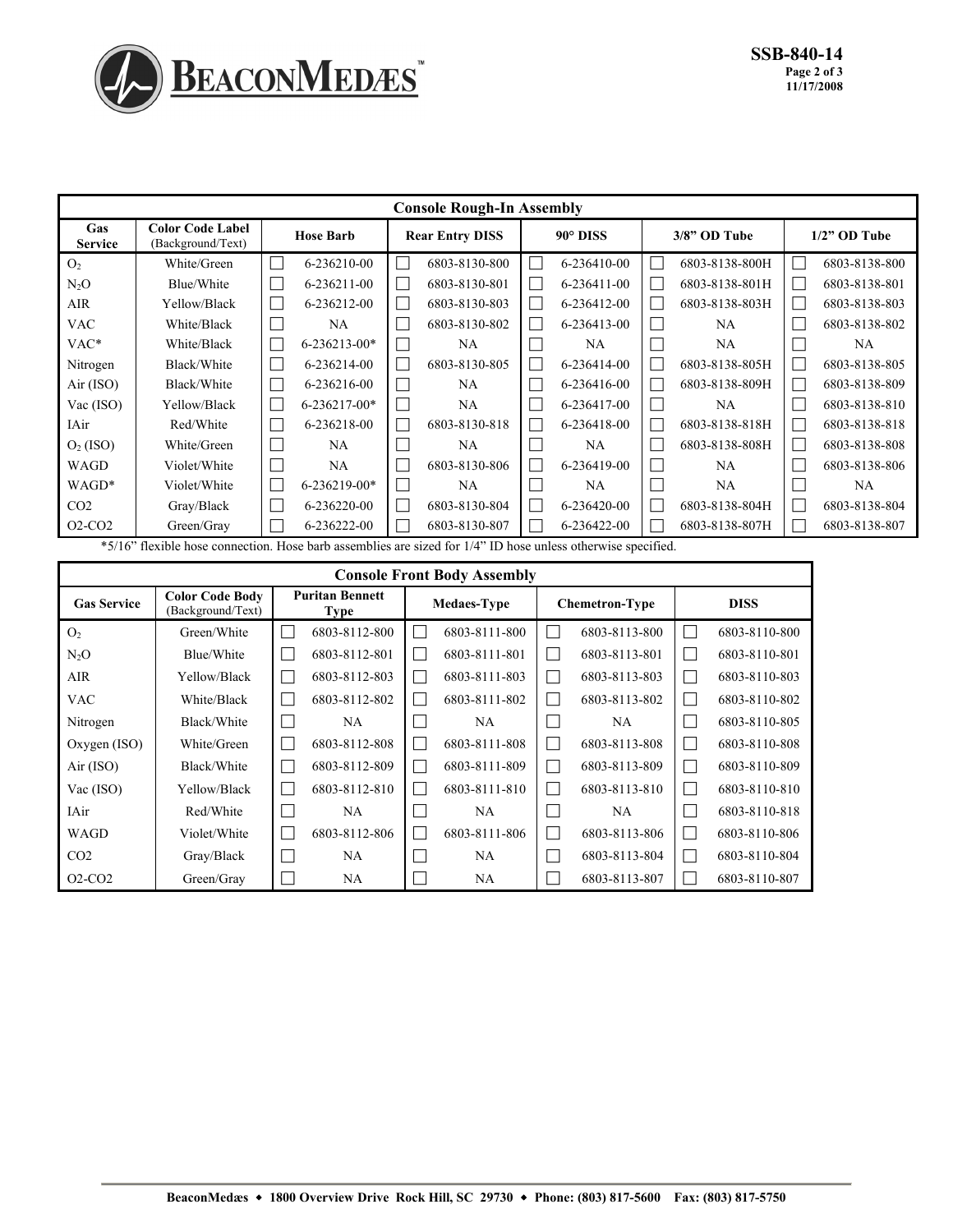| Console Rough-In Assembly | | | | | | |
|---|---|---|---|---|---|---|
| Gas Service | Color Code Label (Background/Text) | Hose Barb | Rear Entry DISS | 90° DISS | 3/8" OD Tube | 1/2" OD Tube |
| $O_2$ | White/Green | ☐ 6-236210-00 | ☐ 6803-8130-800 | ☐ 6-236410-00 | ☐ 6803-8138-800H | ☐ 6803-8138-800 |
| $N_2O$ | Blue/White | ☐ 6-236211-00 | ☐ 6803-8130-801 | ☐ 6-236411-00 | ☐ 6803-8138-801H | ☐ 6803-8138-801 |
| AIR | Yellow/Black | ☐ 6-236212-00 | ☐ 6803-8130-803 | ☐ 6-236412-00 | ☐ 6803-8138-803H | ☐ 6803-8138-803 |
| VAC | White/Black | ☐ NA | ☐ 6803-8130-802 | ☐ 6-236413-00 | ☐ NA | ☐ 6803-8138-802 |
| VAC* | White/Black | ☐ 6-236213-00* | ☐ NA | ☐ NA | ☐ NA | ☐ NA |
| Nitrogen | Black/White | ☐ 6-236214-00 | ☐ 6803-8130-805 | ☐ 6-236414-00 | ☐ 6803-8138-805H | ☐ 6803-8138-805 |
| Air (ISO) | Black/White | ☐ 6-236216-00 | ☐ NA | ☐ 6-236416-00 | ☐ 6803-8138-809H | ☐ 6803-8138-809 |
| Vac (ISO) | Yellow/Black | ☐ 6-236217-00* | ☐ NA | ☐ 6-236417-00 | ☐ NA | ☐ 6803-8138-810 |
| IAir | Red/White | ☐ 6-236218-00 | ☐ 6803-8130-818 | ☐ 6-236418-00 | ☐ 6803-8138-818H | ☐ 6803-8138-818 |
| $O_2$ (ISO) | White/Green | ☐ NA | ☐ NA | ☐ NA | ☐ 6803-8138-808H | ☐ 6803-8138-808 |
| WAGD | Violet/White | ☐ NA | ☐ 6803-8130-806 | ☐ 6-236419-00 | ☐ NA | ☐ 6803-8138-806 |
| WAGD* | Violet/White | ☐ 6-236219-00* | ☐ NA | ☐ NA | ☐ NA | ☐ NA |
| CO2 | Gray/Black | ☐ 6-236220-00 | ☐ 6803-8130-804 | ☐ 6-236420-00 | ☐ 6803-8138-804H | ☐ 6803-8138-804 |
| O2-CO2 | Green/Gray | ☐ 6-236222-00 | ☐ 6803-8130-807 | ☐ 6-236422-00 | ☐ 6803-8138-807H | ☐ 6803-8138-807 |

*5/16" flexible hose connection. Hose barb assemblies are sized for 1/4" ID hose unless otherwise specified.

| Console Front Body Assembly | | | | | |
|---|---|---|---|---|---|
| Gas Service | Color Code Body (Background/Text) | Puritan Bennett Type | Medaes-Type | Chemetron-Type | DISS |
| $O_2$ | Green/White | ☐ 6803-8112-800 | ☐ 6803-8111-800 | ☐ 6803-8113-800 | ☐ 6803-8110-800 |
| $N_2O$ | Blue/White | ☐ 6803-8112-801 | ☐ 6803-8111-801 | ☐ 6803-8113-801 | ☐ 6803-8110-801 |
| AIR | Yellow/Black | ☐ 6803-8112-803 | ☐ 6803-8111-803 | ☐ 6803-8113-803 | ☐ 6803-8110-803 |
| VAC | White/Black | ☐ 6803-8112-802 | ☐ 6803-8111-802 | ☐ 6803-8113-802 | ☐ 6803-8110-802 |
| Nitrogen | Black/White | ☐ NA | ☐ NA | ☐ NA | ☐ 6803-8110-805 |
| Oxygen (ISO) | White/Green | ☐ 6803-8112-808 | ☐ 6803-8111-808 | ☐ 6803-8113-808 | ☐ 6803-8110-808 |
| Air (ISO) | Black/White | ☐ 6803-8112-809 | ☐ 6803-8111-809 | ☐ 6803-8113-809 | ☐ 6803-8110-809 |
| Vac (ISO) | Yellow/Black | ☐ 6803-8112-810 | ☐ 6803-8111-810 | ☐ 6803-8113-810 | ☐ 6803-8110-810 |
| IAir | Red/White | ☐ NA | ☐ NA | ☐ NA | ☐ 6803-8110-818 |
| WAGD | Violet/White | ☐ 6803-8112-806 | ☐ 6803-8111-806 | ☐ 6803-8113-806 | ☐ 6803-8110-806 |
| CO2 | Gray/Black | ☐ NA | ☐ NA | ☐ 6803-8113-804 | ☐ 6803-8110-804 |
| O2-CO2 | Green/Gray | ☐ NA | ☐ NA | ☐ 6803-8113-807 | ☐ 6803-8110-807 |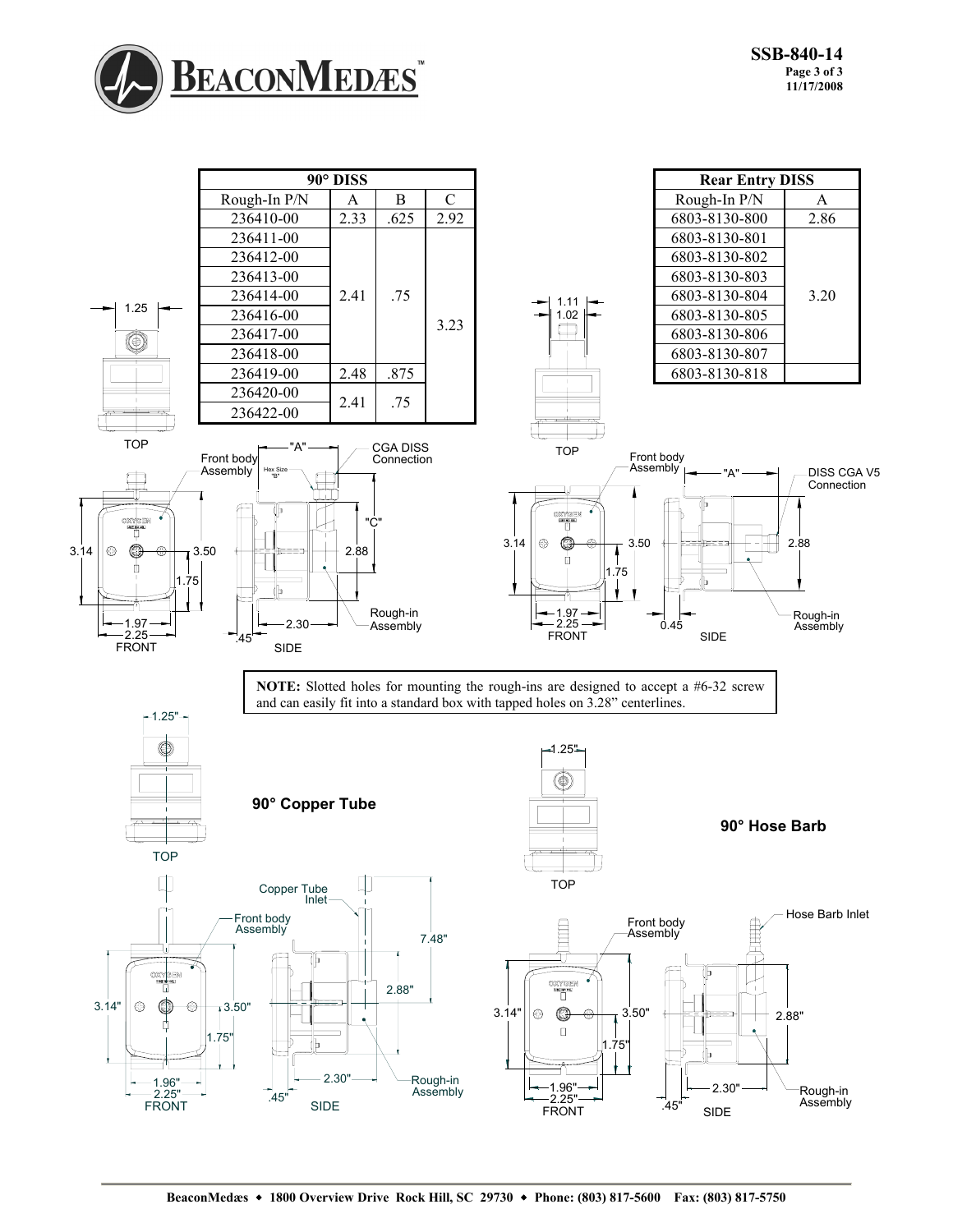| 90° DISS | | | |
|---|---|---|---|
| Rough-In P/N | A | B | C |
| 236410-00 | 2.33 | .625 | 2.92 |
| 236411-00 | 2.41 | .75 | 3.23 |
| 236412-00 | | | |
| 236413-00 | | | |
| 236414-00 | | | |
| 236416-00 | | | |
| 236417-00 | | | |
| 236418-00 | | | |
| 236419-00 | 2.48 | .875 | |
| 236420-00 | 2.41 | .75 | |
| 236422-00 | | | |

| Rear Entry DISS | |
|---|---|
| Rough-In P/N | A |
| 6803-8130-800 | 2.86 |
| 6803-8130-801 | 3.20 |
| 6803-8130-802 | |
| 6803-8130-803 | |
| 6803-8130-804 | |
| 6803-8130-805 | |
| 6803-8130-806 | |
| 6803-8130-807 | |
| 6803-8130-818 | |

1.25

TOP

"A"

Front body Assembly

Hex Size "B"

CGA DISS Connection

"C"

3.14

3.50

1.75

2.88

1.97

2.25

FRONT

.45

2.30

SIDE

Rough-in Assembly

1.11

1.02

TOP

Front body Assembly

"A"

DISS CGA V5 Connection

3.14

3.50

1.75

2.88

1.97

2.25

FRONT

0.45

SIDE

Rough-in Assembly

**NOTE:** Slotted holes for mounting the rough-ins are designed to accept a #6-32 screw and can easily fit into a standard box with tapped holes on 3.28" centerlines.

## 90° Copper Tube

1.25"

TOP

Copper Tube Inlet

Front body Assembly

7.48"

2.88"

3.14"

3.50"

1.75"

1.96"

2.25"

FRONT

.45"

2.30"

SIDE

Rough-in Assembly

## 90° Hose Barb

1.25"

TOP

Hose Barb Inlet

Front body Assembly

3.14"

3.50"

1.75"

2.88"

1.96"

2.25"

FRONT

.45"

2.30"

SIDE

Rough-in Assembly

BeaconMedæs ◆ 1800 Overview Drive Rock Hill, SC 29730 ◆ Phone: (803) 817-5600 Fax: (803) 817-5750